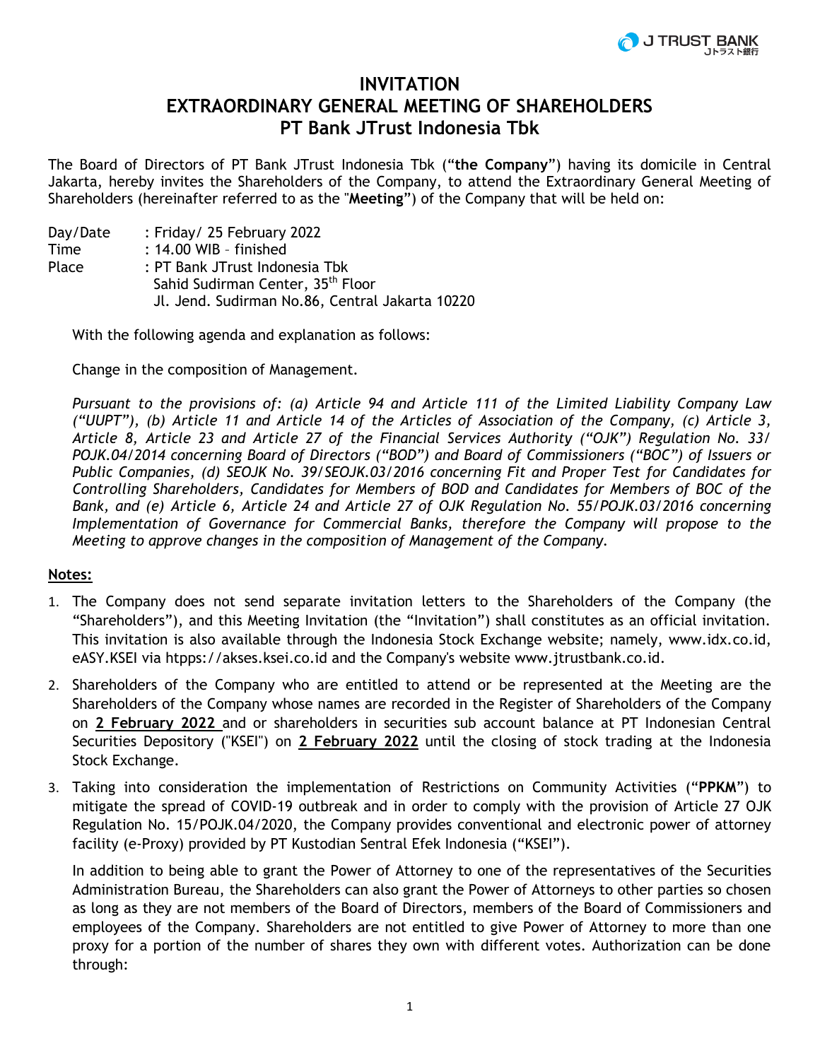# INVITATION
# EXTRAORDINARY GENERAL MEETING OF SHAREHOLDERS
# PT Bank JTrust Indonesia Tbk

The Board of Directors of PT Bank JTrust Indonesia Tbk ("**the Company**") having its domicile in Central Jakarta, hereby invites the Shareholders of the Company, to attend the Extraordinary General Meeting of Shareholders (hereinafter referred to as the "**Meeting**") of the Company that will be held on:

Day/Date : Friday/ 25 February 2022
Time : 14.00 WIB – finished
Place : PT Bank JTrust Indonesia Tbk
Sahid Sudirman Center, 35th Floor
Jl. Jend. Sudirman No.86, Central Jakarta 10220

With the following agenda and explanation as follows:

Change in the composition of Management.

*Pursuant to the provisions of: (a) Article 94 and Article 111 of the Limited Liability Company Law ("UUPT"), (b) Article 11 and Article 14 of the Articles of Association of the Company, (c) Article 3, Article 8, Article 23 and Article 27 of the Financial Services Authority ("OJK") Regulation No. 33/ POJK.04/2014 concerning Board of Directors ("BOD") and Board of Commissioners ("BOC") of Issuers or Public Companies, (d) SEOJK No. 39/SEOJK.03/2016 concerning Fit and Proper Test for Candidates for Controlling Shareholders, Candidates for Members of BOD and Candidates for Members of BOC of the Bank, and (e) Article 6, Article 24 and Article 27 of OJK Regulation No. 55/POJK.03/2016 concerning Implementation of Governance for Commercial Banks, therefore the Company will propose to the Meeting to approve changes in the composition of Management of the Company.*

**Notes:**

1. The Company does not send separate invitation letters to the Shareholders of the Company (the "Shareholders"), and this Meeting Invitation (the "Invitation") shall constitutes as an official invitation. This invitation is also available through the Indonesia Stock Exchange website; namely, www.idx.co.id, eASY.KSEI via htpps://akses.ksei.co.id and the Company's website www.jtrustbank.co.id.
2. Shareholders of the Company who are entitled to attend or be represented at the Meeting are the Shareholders of the Company whose names are recorded in the Register of Shareholders of the Company on **2 February 2022** and or shareholders in securities sub account balance at PT Indonesian Central Securities Depository ("KSEI") on **2 February 2022** until the closing of stock trading at the Indonesia Stock Exchange.
3. Taking into consideration the implementation of Restrictions on Community Activities ("**PPKM**") to mitigate the spread of COVID-19 outbreak and in order to comply with the provision of Article 27 OJK Regulation No. 15/POJK.04/2020, the Company provides conventional and electronic power of attorney facility (e-Proxy) provided by PT Kustodian Sentral Efek Indonesia ("KSEI").

   In addition to being able to grant the Power of Attorney to one of the representatives of the Securities Administration Bureau, the Shareholders can also grant the Power of Attorneys to other parties so chosen as long as they are not members of the Board of Directors, members of the Board of Commissioners and employees of the Company. Shareholders are not entitled to give Power of Attorney to more than one proxy for a portion of the number of shares they own with different votes. Authorization can be done through: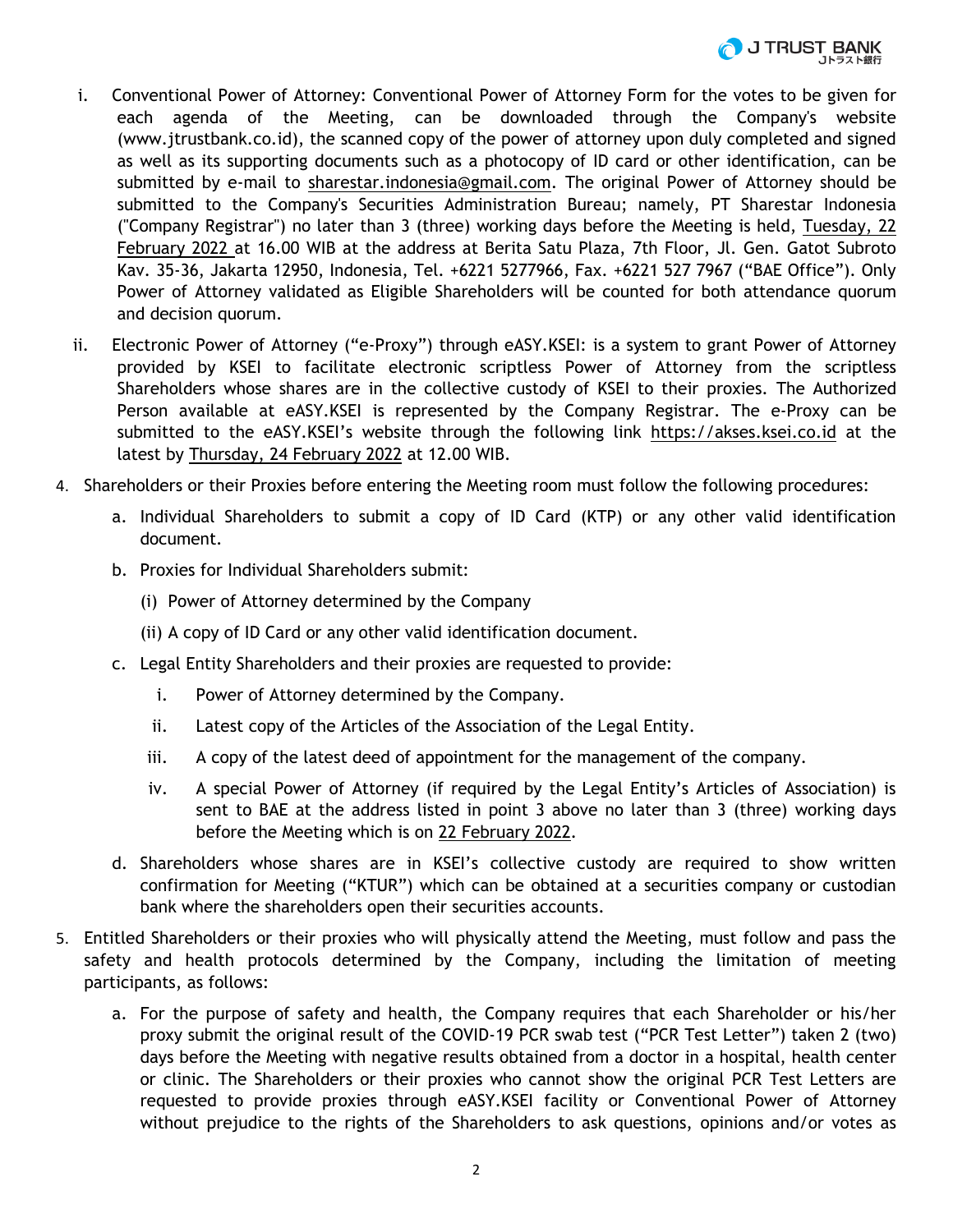i. Conventional Power of Attorney: Conventional Power of Attorney Form for the votes to be given for each agenda of the Meeting, can be downloaded through the Company's website (www.jtrustbank.co.id), the scanned copy of the power of attorney upon duly completed and signed as well as its supporting documents such as a photocopy of ID card or other identification, can be submitted by e-mail to sharestar.indonesia@gmail.com. The original Power of Attorney should be submitted to the Company's Securities Administration Bureau; namely, PT Sharestar Indonesia ("Company Registrar") no later than 3 (three) working days before the Meeting is held, Tuesday, 22 February 2022 at 16.00 WIB at the address at Berita Satu Plaza, 7th Floor, Jl. Gen. Gatot Subroto Kav. 35-36, Jakarta 12950, Indonesia, Tel. +6221 5277966, Fax. +6221 527 7967 ("BAE Office"). Only Power of Attorney validated as Eligible Shareholders will be counted for both attendance quorum and decision quorum.

ii. Electronic Power of Attorney ("e-Proxy") through eASY.KSEI: is a system to grant Power of Attorney provided by KSEI to facilitate electronic scriptless Power of Attorney from the scriptless Shareholders whose shares are in the collective custody of KSEI to their proxies. The Authorized Person available at eASY.KSEI is represented by the Company Registrar. The e-Proxy can be submitted to the eASY.KSEI's website through the following link https://akses.ksei.co.id at the latest by Thursday, 24 February 2022 at 12.00 WIB.

4. Shareholders or their Proxies before entering the Meeting room must follow the following procedures:
   a. Individual Shareholders to submit a copy of ID Card (KTP) or any other valid identification document.
   b. Proxies for Individual Shareholders submit:
      (i) Power of Attorney determined by the Company
      (ii) A copy of ID Card or any other valid identification document.
   c. Legal Entity Shareholders and their proxies are requested to provide:
      i. Power of Attorney determined by the Company.
      ii. Latest copy of the Articles of the Association of the Legal Entity.
      iii. A copy of the latest deed of appointment for the management of the company.
      iv. A special Power of Attorney (if required by the Legal Entity's Articles of Association) is sent to BAE at the address listed in point 3 above no later than 3 (three) working days before the Meeting which is on 22 February 2022.
   d. Shareholders whose shares are in KSEI's collective custody are required to show written confirmation for Meeting ("KTUR") which can be obtained at a securities company or custodian bank where the shareholders open their securities accounts.

5. Entitled Shareholders or their proxies who will physically attend the Meeting, must follow and pass the safety and health protocols determined by the Company, including the limitation of meeting participants, as follows:
   a. For the purpose of safety and health, the Company requires that each Shareholder or his/her proxy submit the original result of the COVID-19 PCR swab test ("PCR Test Letter") taken 2 (two) days before the Meeting with negative results obtained from a doctor in a hospital, health center or clinic. The Shareholders or their proxies who cannot show the original PCR Test Letters are requested to provide proxies through eASY.KSEI facility or Conventional Power of Attorney without prejudice to the rights of the Shareholders to ask questions, opinions and/or votes as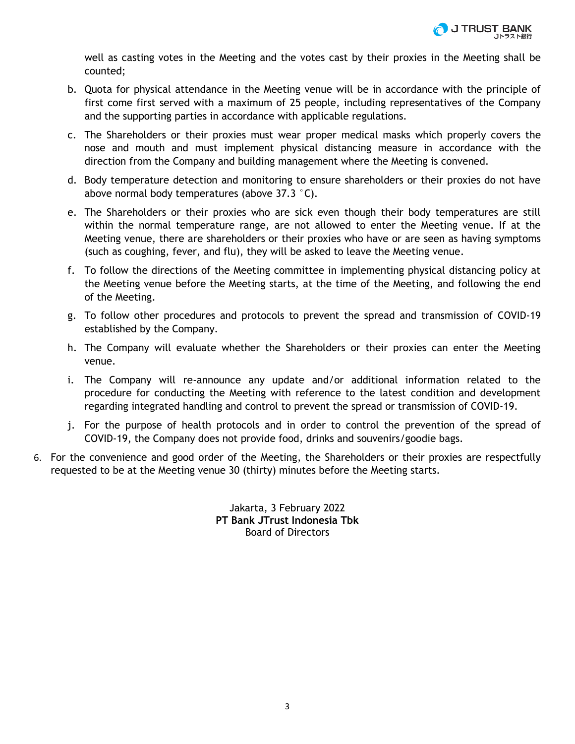well as casting votes in the Meeting and the votes cast by their proxies in the Meeting shall be counted;

b. Quota for physical attendance in the Meeting venue will be in accordance with the principle of first come first served with a maximum of 25 people, including representatives of the Company and the supporting parties in accordance with applicable regulations.

c. The Shareholders or their proxies must wear proper medical masks which properly covers the nose and mouth and must implement physical distancing measure in accordance with the direction from the Company and building management where the Meeting is convened.

d. Body temperature detection and monitoring to ensure shareholders or their proxies do not have above normal body temperatures (above 37.3 °C).

e. The Shareholders or their proxies who are sick even though their body temperatures are still within the normal temperature range, are not allowed to enter the Meeting venue. If at the Meeting venue, there are shareholders or their proxies who have or are seen as having symptoms (such as coughing, fever, and flu), they will be asked to leave the Meeting venue.

f. To follow the directions of the Meeting committee in implementing physical distancing policy at the Meeting venue before the Meeting starts, at the time of the Meeting, and following the end of the Meeting.

g. To follow other procedures and protocols to prevent the spread and transmission of COVID-19 established by the Company.

h. The Company will evaluate whether the Shareholders or their proxies can enter the Meeting venue.

i. The Company will re-announce any update and/or additional information related to the procedure for conducting the Meeting with reference to the latest condition and development regarding integrated handling and control to prevent the spread or transmission of COVID-19.

j. For the purpose of health protocols and in order to control the prevention of the spread of COVID-19, the Company does not provide food, drinks and souvenirs/goodie bags.

6. For the convenience and good order of the Meeting, the Shareholders or their proxies are respectfully requested to be at the Meeting venue 30 (thirty) minutes before the Meeting starts.

Jakarta, 3 February 2022
**PT Bank JTrust Indonesia Tbk**
Board of Directors